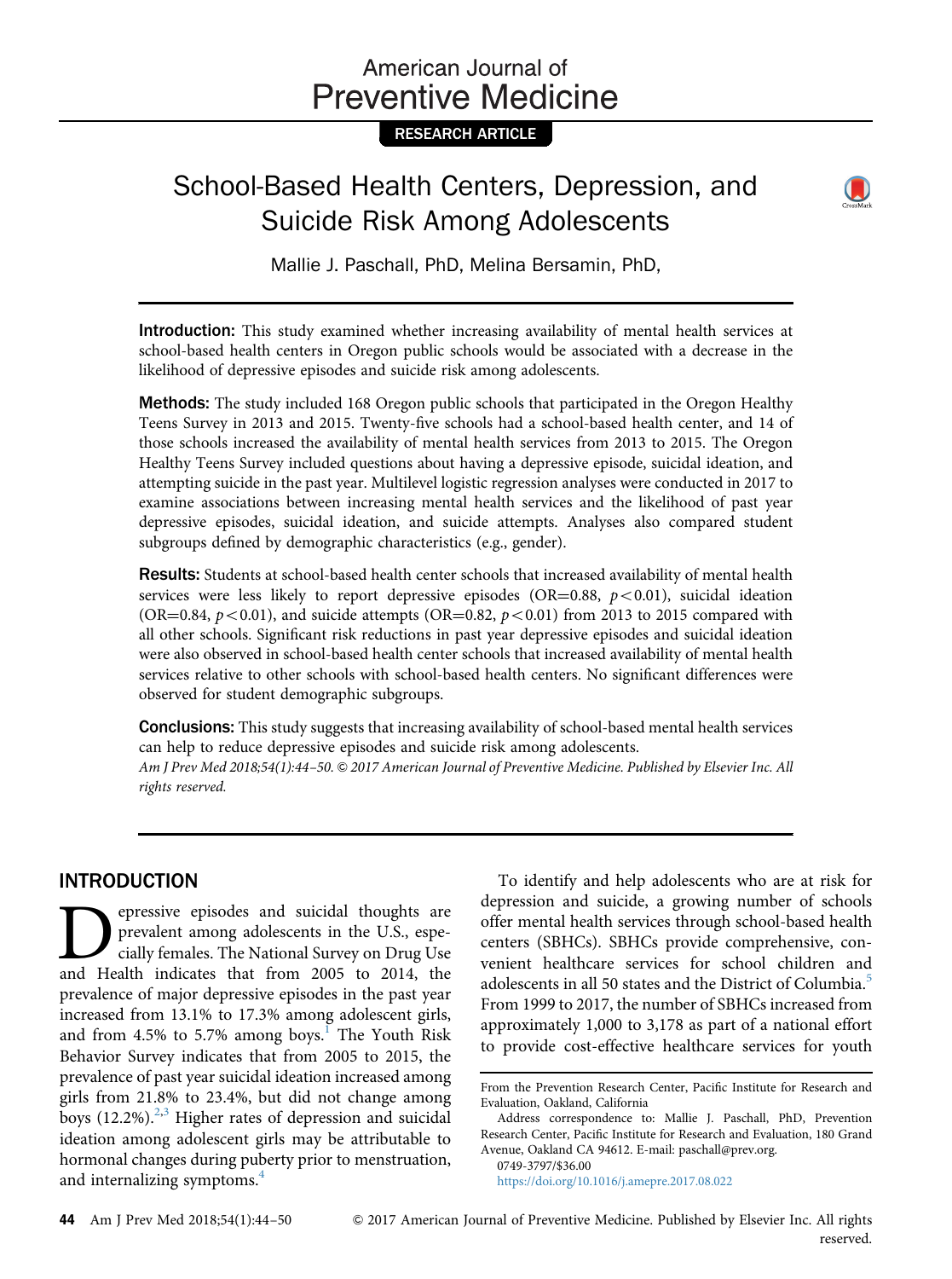# School-Based Health Centers, Depression, and Suicide Risk Among Adolescents

Mallie J. Paschall, PhD, Melina Bersamin, PhD,

**Introduction:** This study examined whether increasing availability of mental health services at school-based health centers in Oregon public schools would be associated with a decrease in the likelihood of depressive episodes and suicide risk among adolescents.

**Methods:** The study included 168 Oregon public schools that participated in the Oregon Healthy Teens Survey in 2013 and 2015. Twenty-five schools had a school-based health center, and 14 of those schools increased the availability of mental health services from 2013 to 2015. The Oregon Healthy Teens Survey included questions about having a depressive episode, suicidal ideation, and attempting suicide in the past year. Multilevel logistic regression analyses were conducted in 2017 to examine associations between increasing mental health services and the likelihood of past year depressive episodes, suicidal ideation, and suicide attempts. Analyses also compared student subgroups defined by demographic characteristics (e.g., gender).

**Results:** Students at school-based health center schools that increased availability of mental health services were less likely to report depressive episodes (OR=0.88, $p<0.01$), suicidal ideation (OR=0.84, $p<0.01$), and suicide attempts (OR=0.82, $p<0.01$) from 2013 to 2015 compared with all other schools. Significant risk reductions in past year depressive episodes and suicidal ideation were also observed in school-based health center schools that increased availability of mental health services relative to other schools with school-based health centers. No significant differences were observed for student demographic subgroups.

**Conclusions:** This study suggests that increasing availability of school-based mental health services can help to reduce depressive episodes and suicide risk among adolescents.

*Am J Prev Med 2018;54(1):44–50. © 2017 American Journal of Preventive Medicine. Published by Elsevier Inc. All rights reserved.*

## INTRODUCTION

Depressive episodes and suicidal thoughts are prevalent among adolescents in the U.S., especially females. The National Survey on Drug Use and Health indicates that from 2005 to 2014, the prevalence of major depressive episodes in the past year increased from 13.1% to 17.3% among adolescent girls, and from 4.5% to 5.7% among boys.[1] The Youth Risk Behavior Survey indicates that from 2005 to 2015, the prevalence of past year suicidal ideation increased among girls from 21.8% to 23.4%, but did not change among boys (12.2%).[2,3] Higher rates of depression and suicidal ideation among adolescent girls may be attributable to hormonal changes during puberty prior to menstruation, and internalizing symptoms.[4]

To identify and help adolescents who are at risk for depression and suicide, a growing number of schools offer mental health services through school-based health centers (SBHCs). SBHCs provide comprehensive, convenient healthcare services for school children and adolescents in all 50 states and the District of Columbia.[5] From 1999 to 2017, the number of SBHCs increased from approximately 1,000 to 3,178 as part of a national effort to provide cost-effective healthcare services for youth

From the Prevention Research Center, Pacific Institute for Research and Evaluation, Oakland, California

Address correspondence to: Mallie J. Paschall, PhD, Prevention Research Center, Pacific Institute for Research and Evaluation, 180 Grand Avenue, Oakland CA 94612. E-mail: paschall@prev.org.

0749-3797/$36.00

https://doi.org/10.1016/j.amepre.2017.08.022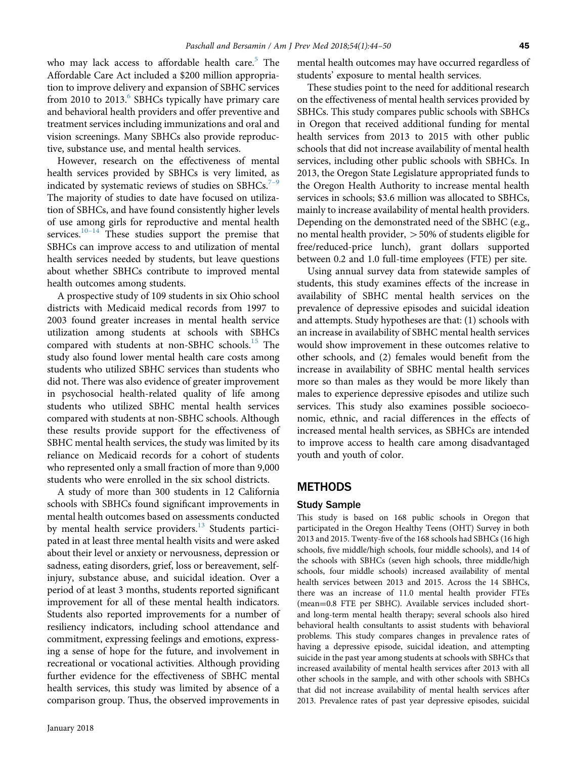who may lack access to affordable health care.[5] The Affordable Care Act included a $200 million appropriation to improve delivery and expansion of SBHC services from 2010 to 2013.[6] SBHCs typically have primary care and behavioral health providers and offer preventive and treatment services including immunizations and oral and vision screenings. Many SBHCs also provide reproductive, substance use, and mental health services.

However, research on the effectiveness of mental health services provided by SBHCs is very limited, as indicated by systematic reviews of studies on SBHCs.[7–9] The majority of studies to date have focused on utilization of SBHCs, and have found consistently higher levels of use among girls for reproductive and mental health services.[10–14] These studies support the premise that SBHCs can improve access to and utilization of mental health services needed by students, but leave questions about whether SBHCs contribute to improved mental health outcomes among students.

A prospective study of 109 students in six Ohio school districts with Medicaid medical records from 1997 to 2003 found greater increases in mental health service utilization among students at schools with SBHCs compared with students at non-SBHC schools.[15] The study also found lower mental health care costs among students who utilized SBHC services than students who did not. There was also evidence of greater improvement in psychosocial health-related quality of life among students who utilized SBHC mental health services compared with students at non-SBHC schools. Although these results provide support for the effectiveness of SBHC mental health services, the study was limited by its reliance on Medicaid records for a cohort of students who represented only a small fraction of more than 9,000 students who were enrolled in the six school districts.

A study of more than 300 students in 12 California schools with SBHCs found significant improvements in mental health outcomes based on assessments conducted by mental health service providers.[13] Students participated in at least three mental health visits and were asked about their level or anxiety or nervousness, depression or sadness, eating disorders, grief, loss or bereavement, self-injury, substance abuse, and suicidal ideation. Over a period of at least 3 months, students reported significant improvement for all of these mental health indicators. Students also reported improvements for a number of resiliency indicators, including school attendance and commitment, expressing feelings and emotions, expressing a sense of hope for the future, and involvement in recreational or vocational activities. Although providing further evidence for the effectiveness of SBHC mental health services, this study was limited by absence of a comparison group. Thus, the observed improvements in mental health outcomes may have occurred regardless of students' exposure to mental health services.

These studies point to the need for additional research on the effectiveness of mental health services provided by SBHCs. This study compares public schools with SBHCs in Oregon that received additional funding for mental health services from 2013 to 2015 with other public schools that did not increase availability of mental health services, including other public schools with SBHCs. In 2013, the Oregon State Legislature appropriated funds to the Oregon Health Authority to increase mental health services in schools; $3.6 million was allocated to SBHCs, mainly to increase availability of mental health providers. Depending on the demonstrated need of the SBHC (e.g., no mental health provider, $>50\%$ of students eligible for free/reduced-price lunch), grant dollars supported between 0.2 and 1.0 full-time employees (FTE) per site.

Using annual survey data from statewide samples of students, this study examines effects of the increase in availability of SBHC mental health services on the prevalence of depressive episodes and suicidal ideation and attempts. Study hypotheses are that: (1) schools with an increase in availability of SBHC mental health services would show improvement in these outcomes relative to other schools, and (2) females would benefit from the increase in availability of SBHC mental health services more so than males as they would be more likely than males to experience depressive episodes and utilize such services. This study also examines possible socioeconomic, ethnic, and racial differences in the effects of increased mental health services, as SBHCs are intended to improve access to health care among disadvantaged youth and youth of color.

## METHODS

### Study Sample

This study is based on 168 public schools in Oregon that participated in the Oregon Healthy Teens (OHT) Survey in both 2013 and 2015. Twenty-five of the 168 schools had SBHCs (16 high schools, five middle/high schools, four middle schools), and 14 of the schools with SBHCs (seven high schools, three middle/high schools, four middle schools) increased availability of mental health services between 2013 and 2015. Across the 14 SBHCs, there was an increase of 11.0 mental health provider FTEs (mean=0.8 FTE per SBHC). Available services included short- and long-term mental health therapy; several schools also hired behavioral health consultants to assist students with behavioral problems. This study compares changes in prevalence rates of having a depressive episode, suicidal ideation, and attempting suicide in the past year among students at schools with SBHCs that increased availability of mental health services after 2013 with all other schools in the sample, and with other schools with SBHCs that did not increase availability of mental health services after 2013. Prevalence rates of past year depressive episodes, suicidal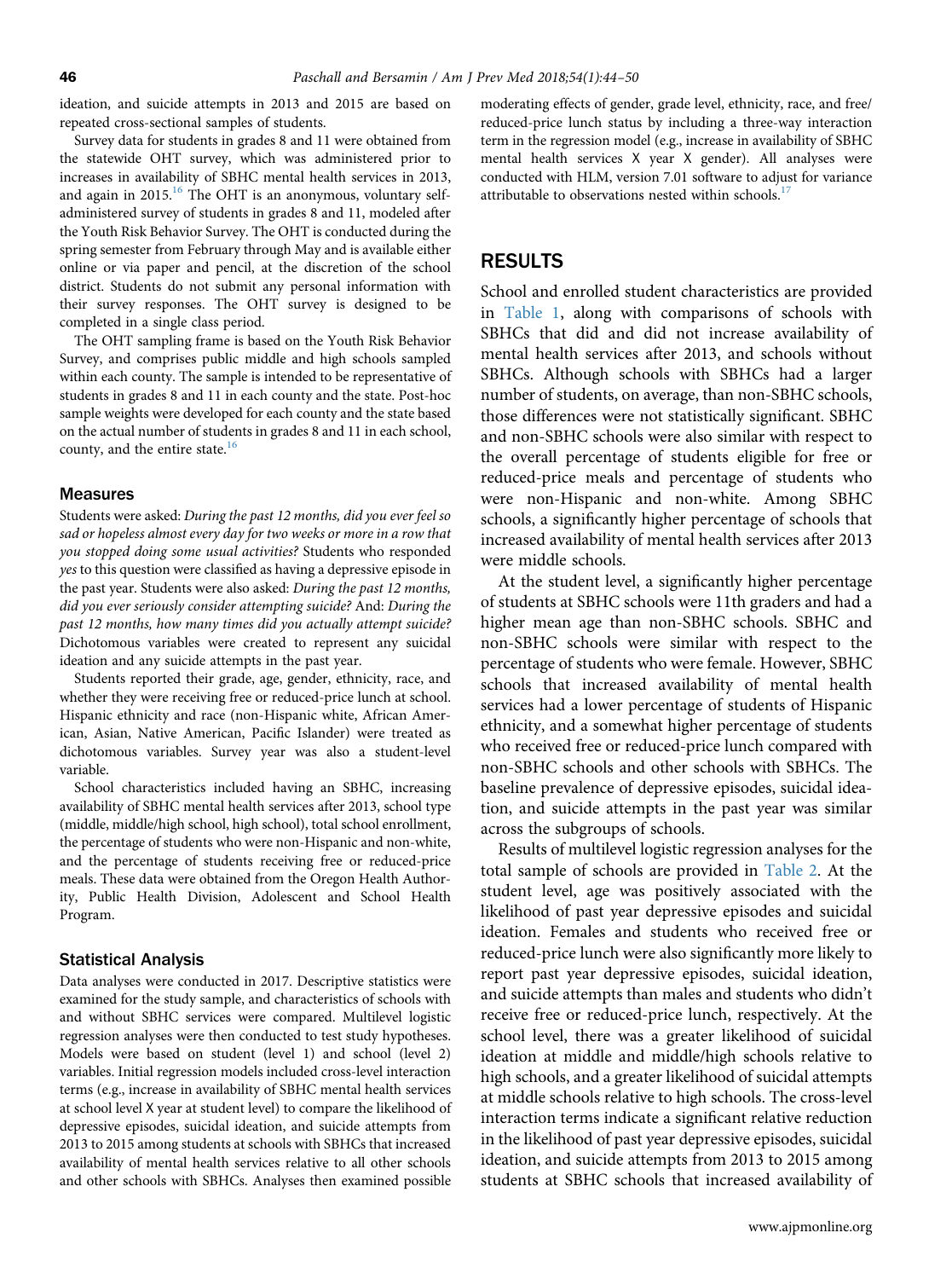ideation, and suicide attempts in 2013 and 2015 are based on repeated cross-sectional samples of students.

Survey data for students in grades 8 and 11 were obtained from the statewide OHT survey, which was administered prior to increases in availability of SBHC mental health services in 2013, and again in 2015.[16] The OHT is an anonymous, voluntary self-administered survey of students in grades 8 and 11, modeled after the Youth Risk Behavior Survey. The OHT is conducted during the spring semester from February through May and is available either online or via paper and pencil, at the discretion of the school district. Students do not submit any personal information with their survey responses. The OHT survey is designed to be completed in a single class period.

The OHT sampling frame is based on the Youth Risk Behavior Survey, and comprises public middle and high schools sampled within each county. The sample is intended to be representative of students in grades 8 and 11 in each county and the state. Post-hoc sample weights were developed for each county and the state based on the actual number of students in grades 8 and 11 in each school, county, and the entire state.[16]

### Measures

Students were asked: *During the past 12 months, did you ever feel so sad or hopeless almost every day for two weeks or more in a row that you stopped doing some usual activities?* Students who responded *yes* to this question were classified as having a depressive episode in the past year. Students were also asked: *During the past 12 months, did you ever seriously consider attempting suicide?* And: *During the past 12 months, how many times did you actually attempt suicide?* Dichotomous variables were created to represent any suicidal ideation and any suicide attempts in the past year.

Students reported their grade, age, gender, ethnicity, race, and whether they were receiving free or reduced-price lunch at school. Hispanic ethnicity and race (non-Hispanic white, African American, Asian, Native American, Pacific Islander) were treated as dichotomous variables. Survey year was also a student-level variable.

School characteristics included having an SBHC, increasing availability of SBHC mental health services after 2013, school type (middle, middle/high school, high school), total school enrollment, the percentage of students who were non-Hispanic and non-white, and the percentage of students receiving free or reduced-price meals. These data were obtained from the Oregon Health Authority, Public Health Division, Adolescent and School Health Program.

### Statistical Analysis

Data analyses were conducted in 2017. Descriptive statistics were examined for the study sample, and characteristics of schools with and without SBHC services were compared. Multilevel logistic regression analyses were then conducted to test study hypotheses. Models were based on student (level 1) and school (level 2) variables. Initial regression models included cross-level interaction terms (e.g., increase in availability of SBHC mental health services at school level X year at student level) to compare the likelihood of depressive episodes, suicidal ideation, and suicide attempts from 2013 to 2015 among students at schools with SBHCs that increased availability of mental health services relative to all other schools and other schools with SBHCs. Analyses then examined possible moderating effects of gender, grade level, ethnicity, race, and free/reduced-price lunch status by including a three-way interaction term in the regression model (e.g., increase in availability of SBHC mental health services X year X gender). All analyses were conducted with HLM, version 7.01 software to adjust for variance attributable to observations nested within schools.[17]

## RESULTS

School and enrolled student characteristics are provided in Table 1, along with comparisons of schools with SBHCs that did and did not increase availability of mental health services after 2013, and schools without SBHCs. Although schools with SBHCs had a larger number of students, on average, than non-SBHC schools, those differences were not statistically significant. SBHC and non-SBHC schools were also similar with respect to the overall percentage of students eligible for free or reduced-price meals and percentage of students who were non-Hispanic and non-white. Among SBHC schools, a significantly higher percentage of schools that increased availability of mental health services after 2013 were middle schools.

At the student level, a significantly higher percentage of students at SBHC schools were 11th graders and had a higher mean age than non-SBHC schools. SBHC and non-SBHC schools were similar with respect to the percentage of students who were female. However, SBHC schools that increased availability of mental health services had a lower percentage of students of Hispanic ethnicity, and a somewhat higher percentage of students who received free or reduced-price lunch compared with non-SBHC schools and other schools with SBHCs. The baseline prevalence of depressive episodes, suicidal ideation, and suicide attempts in the past year was similar across the subgroups of schools.

Results of multilevel logistic regression analyses for the total sample of schools are provided in Table 2. At the student level, age was positively associated with the likelihood of past year depressive episodes and suicidal ideation. Females and students who received free or reduced-price lunch were also significantly more likely to report past year depressive episodes, suicidal ideation, and suicide attempts than males and students who didn't receive free or reduced-price lunch, respectively. At the school level, there was a greater likelihood of suicidal ideation at middle and middle/high schools relative to high schools, and a greater likelihood of suicidal attempts at middle schools relative to high schools. The cross-level interaction terms indicate a significant relative reduction in the likelihood of past year depressive episodes, suicidal ideation, and suicide attempts from 2013 to 2015 among students at SBHC schools that increased availability of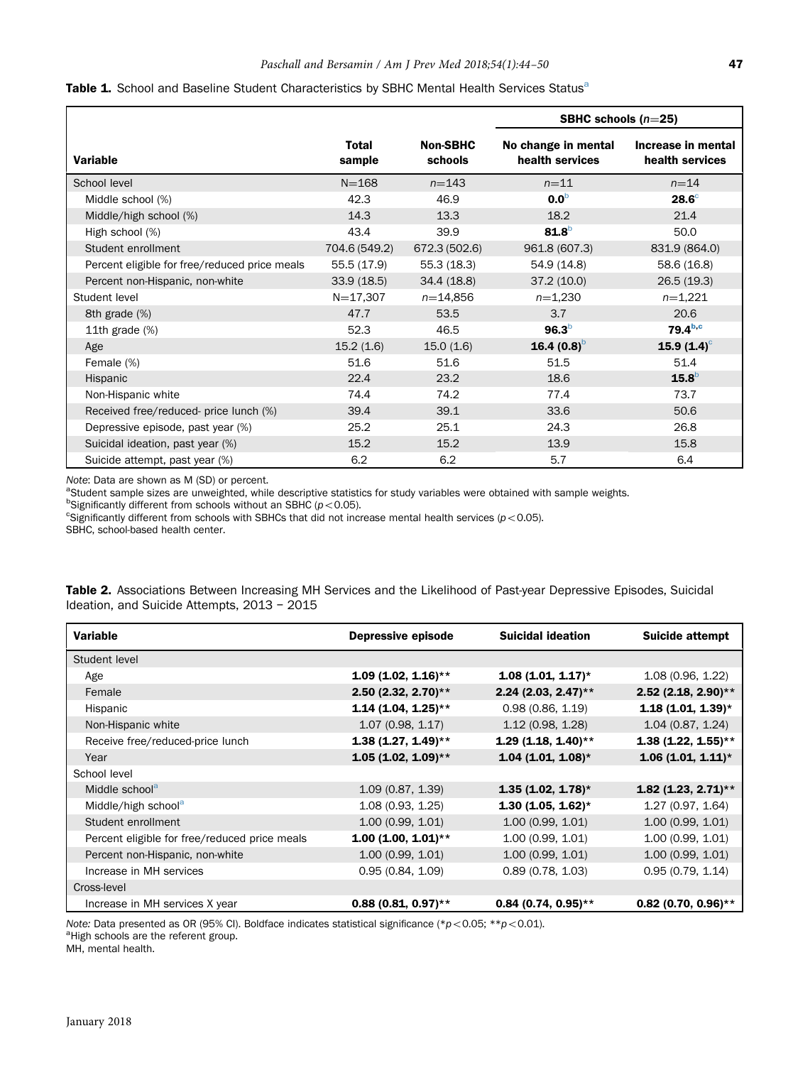**Table 1.** School and Baseline Student Characteristics by SBHC Mental Health Services Status[a]

| Variable | Total sample | Non-SBHC schools | SBHC schools (n=25) | |
|---|---|---|---|---|
| | | | No change in mental health services | Increase in mental health services |
| School level | N=168 | n=143 | n=11 | n=14 |
| Middle school (%) | 42.3 | 46.9 | **0.0**[b] | **28.6**[c] |
| Middle/high school (%) | 14.3 | 13.3 | 18.2 | 21.4 |
| High school (%) | 43.4 | 39.9 | **81.8**[b] | 50.0 |
| Student enrollment | 704.6 (549.2) | 672.3 (502.6) | 961.8 (607.3) | 831.9 (864.0) |
| Percent eligible for free/reduced price meals | 55.5 (17.9) | 55.3 (18.3) | 54.9 (14.8) | 58.6 (16.8) |
| Percent non-Hispanic, non-white | 33.9 (18.5) | 34.4 (18.8) | 37.2 (10.0) | 26.5 (19.3) |
| Student level | N=17,307 | n=14,856 | n=1,230 | n=1,221 |
| 8th grade (%) | 47.7 | 53.5 | 3.7 | 20.6 |
| 11th grade (%) | 52.3 | 46.5 | **96.3**[b] | **79.4**[b,c] |
| Age | 15.2 (1.6) | 15.0 (1.6) | **16.4 (0.8)**[b] | **15.9 (1.4)**[c] |
| Female (%) | 51.6 | 51.6 | 51.5 | 51.4 |
| Hispanic | 22.4 | 23.2 | 18.6 | **15.8**[b] |
| Non-Hispanic white | 74.4 | 74.2 | 77.4 | 73.7 |
| Received free/reduced- price lunch (%) | 39.4 | 39.1 | 33.6 | 50.6 |
| Depressive episode, past year (%) | 25.2 | 25.1 | 24.3 | 26.8 |
| Suicidal ideation, past year (%) | 15.2 | 15.2 | 13.9 | 15.8 |
| Suicide attempt, past year (%) | 6.2 | 6.2 | 5.7 | 6.4 |

*Note*: Data are shown as M (SD) or percent.
[a]Student sample sizes are unweighted, while descriptive statistics for study variables were obtained with sample weights.
[b]Significantly different from schools without an SBHC ($p < 0.05$).
[c]Significantly different from schools with SBHCs that did not increase mental health services ($p < 0.05$).
SBHC, school-based health center.

**Table 2.** Associations Between Increasing MH Services and the Likelihood of Past-year Depressive Episodes, Suicidal Ideation, and Suicide Attempts, 2013 – 2015

| Variable | Depressive episode | Suicidal ideation | Suicide attempt |
|---|---|---|---|
| Student level | | | |
| Age | **1.09 (1.02, 1.16)\*\*** | **1.08 (1.01, 1.17)\*** | 1.08 (0.96, 1.22) |
| Female | **2.50 (2.32, 2.70)\*\*** | **2.24 (2.03, 2.47)\*\*** | **2.52 (2.18, 2.90)\*\*** |
| Hispanic | **1.14 (1.04, 1.25)\*\*** | 0.98 (0.86, 1.19) | **1.18 (1.01, 1.39)\*** |
| Non-Hispanic white | 1.07 (0.98, 1.17) | 1.12 (0.98, 1.28) | 1.04 (0.87, 1.24) |
| Receive free/reduced-price lunch | **1.38 (1.27, 1.49)\*\*** | **1.29 (1.18, 1.40)\*\*** | **1.38 (1.22, 1.55)\*\*** |
| Year | **1.05 (1.02, 1.09)\*\*** | **1.04 (1.01, 1.08)\*** | **1.06 (1.01, 1.11)\*** |
| School level | | | |
| Middle school[a] | 1.09 (0.87, 1.39) | **1.35 (1.02, 1.78)\*** | **1.82 (1.23, 2.71)\*\*** |
| Middle/high school[a] | 1.08 (0.93, 1.25) | **1.30 (1.05, 1.62)\*** | 1.27 (0.97, 1.64) |
| Student enrollment | 1.00 (0.99, 1.01) | 1.00 (0.99, 1.01) | 1.00 (0.99, 1.01) |
| Percent eligible for free/reduced price meals | **1.00 (1.00, 1.01)\*\*** | 1.00 (0.99, 1.01) | 1.00 (0.99, 1.01) |
| Percent non-Hispanic, non-white | 1.00 (0.99, 1.01) | 1.00 (0.99, 1.01) | 1.00 (0.99, 1.01) |
| Increase in MH services | 0.95 (0.84, 1.09) | 0.89 (0.78, 1.03) | 0.95 (0.79, 1.14) |
| Cross-level | | | |
| Increase in MH services X year | **0.88 (0.81, 0.97)\*\*** | **0.84 (0.74, 0.95)\*\*** | **0.82 (0.70, 0.96)\*\*** |

*Note:* Data presented as OR (95% CI). Boldface indicates statistical significance (\*$p < 0.05$; \*\*$p < 0.01$).
[a]High schools are the referent group.
MH, mental health.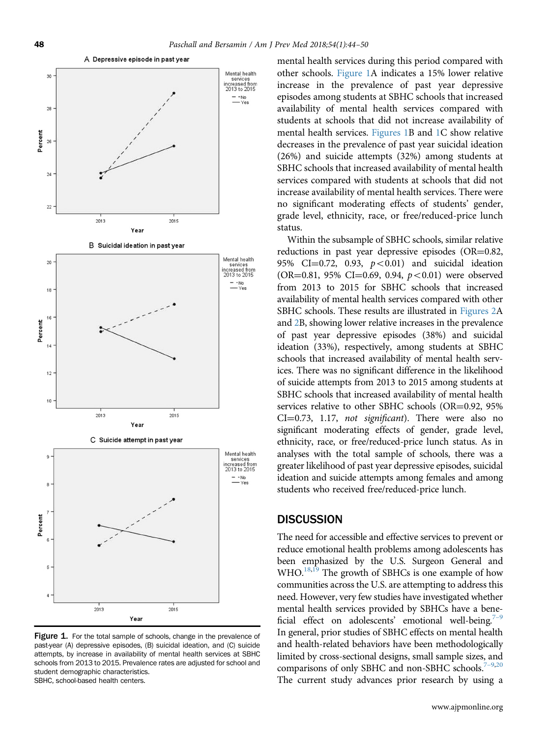mental health services during this period compared with other schools. Figure 1A indicates a 15% lower relative increase in the prevalence of past year depressive episodes among students at SBHC schools that increased availability of mental health services compared with students at schools that did not increase availability of mental health services. Figures 1B and 1C show relative decreases in the prevalence of past year suicidal ideation (26%) and suicide attempts (32%) among students at SBHC schools that increased availability of mental health services compared with students at schools that did not increase availability of mental health services. There were no significant moderating effects of students' gender, grade level, ethnicity, race, or free/reduced-price lunch status.

Within the subsample of SBHC schools, similar relative reductions in past year depressive episodes (OR=0.82, 95% CI=0.72, 0.93, $p<0.01$) and suicidal ideation (OR=0.81, 95% CI=0.69, 0.94, $p<0.01$) were observed from 2013 to 2015 for SBHC schools that increased availability of mental health services compared with other SBHC schools. These results are illustrated in Figures 2A and 2B, showing lower relative increases in the prevalence of past year depressive episodes (38%) and suicidal ideation (33%), respectively, among students at SBHC schools that increased availability of mental health services. There was no significant difference in the likelihood of suicide attempts from 2013 to 2015 among students at SBHC schools that increased availability of mental health services relative to other SBHC schools (OR=0.92, 95% CI=0.73, 1.17, *not significant*). There were also no significant moderating effects of gender, grade level, ethnicity, race, or free/reduced-price lunch status. As in analyses with the total sample of schools, there was a greater likelihood of past year depressive episodes, suicidal ideation and suicide attempts among females and among students who received free/reduced-price lunch.

**Figure 1.** For the total sample of schools, change in the prevalence of past-year (A) depressive episodes, (B) suicidal ideation, and (C) suicide attempts, by increase in availability of mental health services at SBHC schools from 2013 to 2015. Prevalence rates are adjusted for school and student demographic characteristics.
SBHC, school-based health centers.

## DISCUSSION

The need for accessible and effective services to prevent or reduce emotional health problems among adolescents has been emphasized by the U.S. Surgeon General and WHO.[18,19] The growth of SBHCs is one example of how communities across the U.S. are attempting to address this need. However, very few studies have investigated whether mental health services provided by SBHCs have a beneficial effect on adolescents' emotional well-being.[7–9] In general, prior studies of SBHC effects on mental health and health-related behaviors have been methodologically limited by cross-sectional designs, small sample sizes, and comparisons of only SBHC and non-SBHC schools.[7–9,20] The current study advances prior research by using a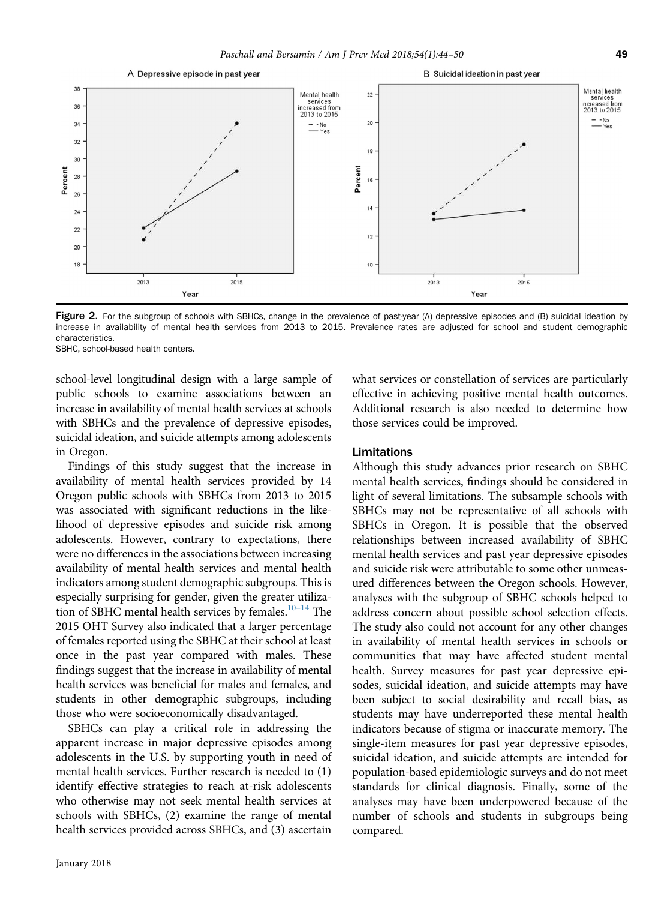Figure 2. For the subgroup of schools with SBHCs, change in the prevalence of past-year (A) depressive episodes and (B) suicidal ideation by increase in availability of mental health services from 2013 to 2015. Prevalence rates are adjusted for school and student demographic characteristics.
SBHC, school-based health centers.

school-level longitudinal design with a large sample of public schools to examine associations between an increase in availability of mental health services at schools with SBHCs and the prevalence of depressive episodes, suicidal ideation, and suicide attempts among adolescents in Oregon.

Findings of this study suggest that the increase in availability of mental health services provided by 14 Oregon public schools with SBHCs from 2013 to 2015 was associated with significant reductions in the likelihood of depressive episodes and suicide risk among adolescents. However, contrary to expectations, there were no differences in the associations between increasing availability of mental health services and mental health indicators among student demographic subgroups. This is especially surprising for gender, given the greater utilization of SBHC mental health services by females.[10–14] The 2015 OHT Survey also indicated that a larger percentage of females reported using the SBHC at their school at least once in the past year compared with males. These findings suggest that the increase in availability of mental health services was beneficial for males and females, and students in other demographic subgroups, including those who were socioeconomically disadvantaged.

SBHCs can play a critical role in addressing the apparent increase in major depressive episodes among adolescents in the U.S. by supporting youth in need of mental health services. Further research is needed to (1) identify effective strategies to reach at-risk adolescents who otherwise may not seek mental health services at schools with SBHCs, (2) examine the range of mental health services provided across SBHCs, and (3) ascertain what services or constellation of services are particularly effective in achieving positive mental health outcomes. Additional research is also needed to determine how those services could be improved.

### Limitations

Although this study advances prior research on SBHC mental health services, findings should be considered in light of several limitations. The subsample schools with SBHCs may not be representative of all schools with SBHCs in Oregon. It is possible that the observed relationships between increased availability of SBHC mental health services and past year depressive episodes and suicide risk were attributable to some other unmeasured differences between the Oregon schools. However, analyses with the subgroup of SBHC schools helped to address concern about possible school selection effects. The study also could not account for any other changes in availability of mental health services in schools or communities that may have affected student mental health. Survey measures for past year depressive episodes, suicidal ideation, and suicide attempts may have been subject to social desirability and recall bias, as students may have underreported these mental health indicators because of stigma or inaccurate memory. The single-item measures for past year depressive episodes, suicidal ideation, and suicide attempts are intended for population-based epidemiologic surveys and do not meet standards for clinical diagnosis. Finally, some of the analyses may have been underpowered because of the number of schools and students in subgroups being compared.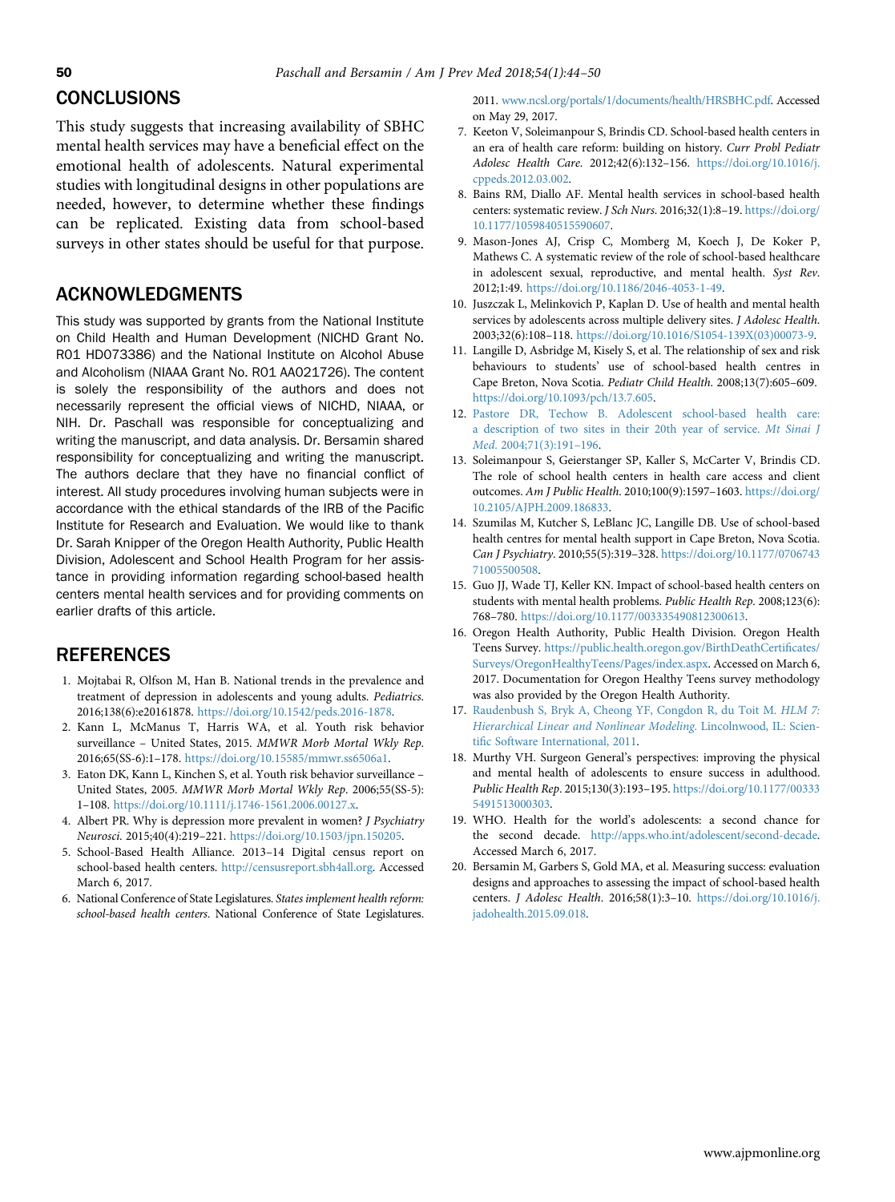## CONCLUSIONS

This study suggests that increasing availability of SBHC mental health services may have a beneficial effect on the emotional health of adolescents. Natural experimental studies with longitudinal designs in other populations are needed, however, to determine whether these findings can be replicated. Existing data from school-based surveys in other states should be useful for that purpose.

## ACKNOWLEDGMENTS

This study was supported by grants from the National Institute on Child Health and Human Development (NICHD Grant No. R01 HD073386) and the National Institute on Alcohol Abuse and Alcoholism (NIAAA Grant No. R01 AA021726). The content is solely the responsibility of the authors and does not necessarily represent the official views of NICHD, NIAAA, or NIH. Dr. Paschall was responsible for conceptualizing and writing the manuscript, and data analysis. Dr. Bersamin shared responsibility for conceptualizing and writing the manuscript. The authors declare that they have no financial conflict of interest. All study procedures involving human subjects were in accordance with the ethical standards of the IRB of the Pacific Institute for Research and Evaluation. We would like to thank Dr. Sarah Knipper of the Oregon Health Authority, Public Health Division, Adolescent and School Health Program for her assistance in providing information regarding school-based health centers mental health services and for providing comments on earlier drafts of this article.

## REFERENCES

1. Mojtabai R, Olfson M, Han B. National trends in the prevalence and treatment of depression in adolescents and young adults. *Pediatrics*. 2016;138(6):e20161878. https://doi.org/10.1542/peds.2016-1878.
2. Kann L, McManus T, Harris WA, et al. Youth risk behavior surveillance – United States, 2015. *MMWR Morb Mortal Wkly Rep*. 2016;65(SS-6):1–178. https://doi.org/10.15585/mmwr.ss6506a1.
3. Eaton DK, Kann L, Kinchen S, et al. Youth risk behavior surveillance – United States, 2005. *MMWR Morb Mortal Wkly Rep*. 2006;55(SS-5): 1–108. https://doi.org/10.1111/j.1746-1561.2006.00127.x.
4. Albert PR. Why is depression more prevalent in women? *J Psychiatry Neurosci*. 2015;40(4):219–221. https://doi.org/10.1503/jpn.150205.
5. School-Based Health Alliance. 2013–14 Digital census report on school-based health centers. http://censusreport.sbh4all.org. Accessed March 6, 2017.
6. National Conference of State Legislatures. *States implement health reform: school-based health centers*. National Conference of State Legislatures. 2011. www.ncsl.org/portals/1/documents/health/HRSBHC.pdf. Accessed on May 29, 2017.
7. Keeton V, Soleimanpour S, Brindis CD. School-based health centers in an era of health care reform: building on history. *Curr Probl Pediatr Adolesc Health Care*. 2012;42(6):132–156. https://doi.org/10.1016/j.cppeds.2012.03.002.
8. Bains RM, Diallo AF. Mental health services in school-based health centers: systematic review. *J Sch Nurs*. 2016;32(1):8–19. https://doi.org/10.1177/1059840515590607.
9. Mason-Jones AJ, Crisp C, Momberg M, Koech J, De Koker P, Mathews C. A systematic review of the role of school-based healthcare in adolescent sexual, reproductive, and mental health. *Syst Rev*. 2012;1:49. https://doi.org/10.1186/2046-4053-1-49.
10. Juszczak L, Melinkovich P, Kaplan D. Use of health and mental health services by adolescents across multiple delivery sites. *J Adolesc Health*. 2003;32(6):108–118. https://doi.org/10.1016/S1054-139X(03)00073-9.
11. Langille D, Asbridge M, Kisely S, et al. The relationship of sex and risk behaviours to students' use of school-based health centres in Cape Breton, Nova Scotia. *Pediatr Child Health*. 2008;13(7):605–609. https://doi.org/10.1093/pch/13.7.605.
12. Pastore DR, Techow B. Adolescent school-based health care: a description of two sites in their 20th year of service. *Mt Sinai J Med*. 2004;71(3):191–196.
13. Soleimanpour S, Geierstanger SP, Kaller S, McCarter V, Brindis CD. The role of school health centers in health care access and client outcomes. *Am J Public Health*. 2010;100(9):1597–1603. https://doi.org/10.2105/AJPH.2009.186833.
14. Szumilas M, Kutcher S, LeBlanc JC, Langille DB. Use of school-based health centres for mental health support in Cape Breton, Nova Scotia. *Can J Psychiatry*. 2010;55(5):319–328. https://doi.org/10.1177/070674371005500508.
15. Guo JJ, Wade TJ, Keller KN. Impact of school-based health centers on students with mental health problems. *Public Health Rep*. 2008;123(6): 768–780. https://doi.org/10.1177/003335490812300613.
16. Oregon Health Authority, Public Health Division. Oregon Health Teens Survey. https://public.health.oregon.gov/BirthDeathCertificates/Surveys/OregonHealthyTeens/Pages/index.aspx. Accessed on March 6, 2017. Documentation for Oregon Healthy Teens survey methodology was also provided by the Oregon Health Authority.
17. Raudenbush S, Bryk A, Cheong YF, Congdon R, du Toit M. *HLM 7: Hierarchical Linear and Nonlinear Modeling*. Lincolnwood, IL: Scientific Software International, 2011.
18. Murthy VH. Surgeon General's perspectives: improving the physical and mental health of adolescents to ensure success in adulthood. *Public Health Rep*. 2015;130(3):193–195. https://doi.org/10.1177/003335491513000303.
19. WHO. Health for the world's adolescents: a second chance for the second decade. http://apps.who.int/adolescent/second-decade. Accessed March 6, 2017.
20. Bersamin M, Garbers S, Gold MA, et al. Measuring success: evaluation designs and approaches to assessing the impact of school-based health centers. *J Adolesc Health*. 2016;58(1):3–10. https://doi.org/10.1016/j.jadohealth.2015.09.018.